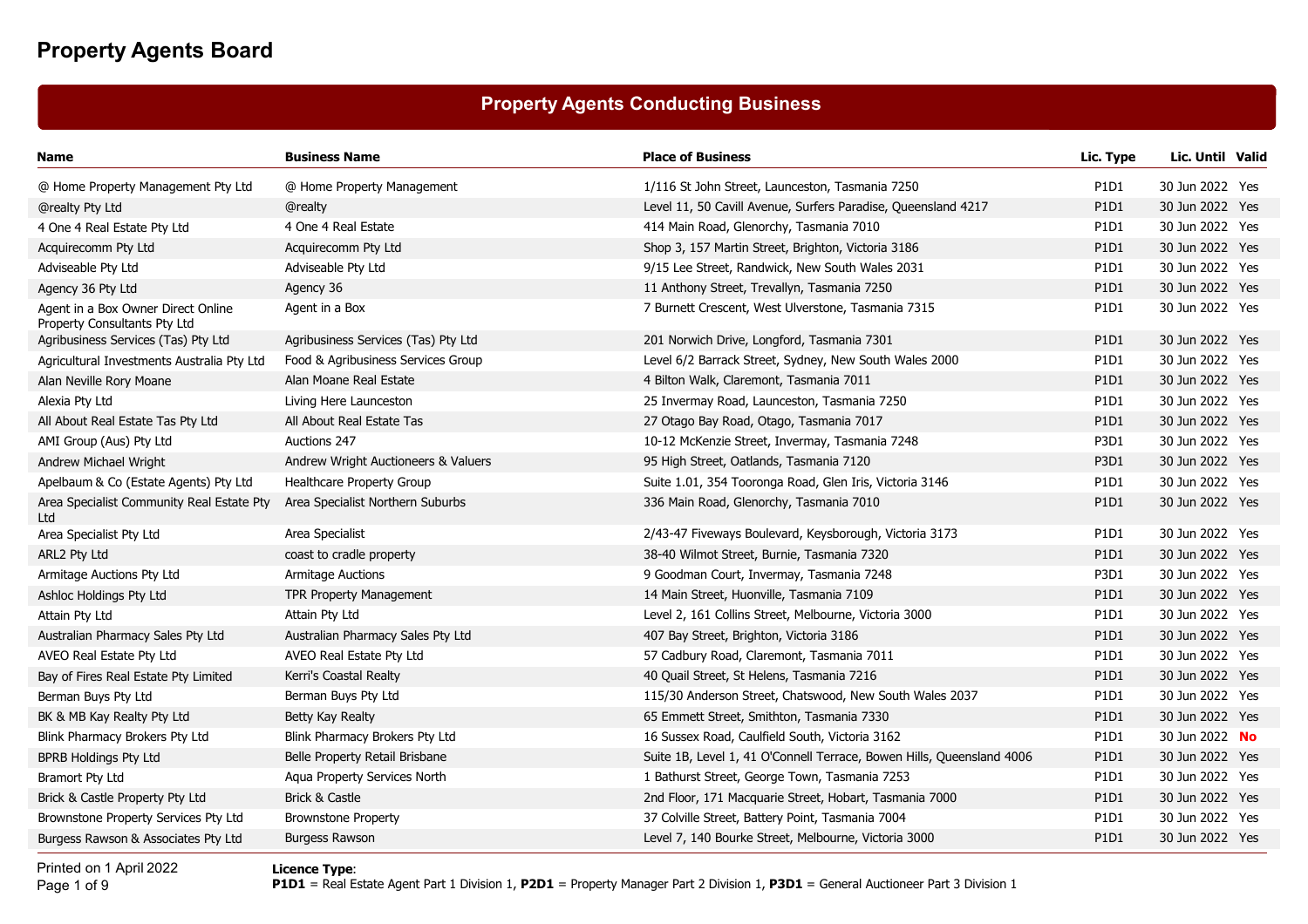# Property Agents Board

## Property Agents Conducting Business

| Name | Business Name | Place of Business | Lic. Type | Lic. Until | Valid |
|---|---|---|---|---|---|
| @ Home Property Management Pty Ltd | @ Home Property Management | 1/116 St John Street, Launceston, Tasmania 7250 | P1D1 | 30 Jun 2022 | Yes |
| @realty Pty Ltd | @realty | Level 11, 50 Cavill Avenue, Surfers Paradise, Queensland 4217 | P1D1 | 30 Jun 2022 | Yes |
| 4 One 4 Real Estate Pty Ltd | 4 One 4 Real Estate | 414 Main Road, Glenorchy, Tasmania 7010 | P1D1 | 30 Jun 2022 | Yes |
| Acquirecomm Pty Ltd | Acquirecomm Pty Ltd | Shop 3, 157 Martin Street, Brighton, Victoria 3186 | P1D1 | 30 Jun 2022 | Yes |
| Adviseable Pty Ltd | Adviseable Pty Ltd | 9/15 Lee Street, Randwick, New South Wales 2031 | P1D1 | 30 Jun 2022 | Yes |
| Agency 36 Pty Ltd | Agency 36 | 11 Anthony Street, Trevallyn, Tasmania 7250 | P1D1 | 30 Jun 2022 | Yes |
| Agent in a Box Owner Direct Online Property Consultants Pty Ltd | Agent in a Box | 7 Burnett Crescent, West Ulverstone, Tasmania 7315 | P1D1 | 30 Jun 2022 | Yes |
| Agribusiness Services (Tas) Pty Ltd | Agribusiness Services (Tas) Pty Ltd | 201 Norwich Drive, Longford, Tasmania 7301 | P1D1 | 30 Jun 2022 | Yes |
| Agricultural Investments Australia Pty Ltd | Food & Agribusiness Services Group | Level 6/2 Barrack Street, Sydney, New South Wales 2000 | P1D1 | 30 Jun 2022 | Yes |
| Alan Neville Rory Moane | Alan Moane Real Estate | 4 Bilton Walk, Claremont, Tasmania 7011 | P1D1 | 30 Jun 2022 | Yes |
| Alexia Pty Ltd | Living Here Launceston | 25 Invermay Road, Launceston, Tasmania 7250 | P1D1 | 30 Jun 2022 | Yes |
| All About Real Estate Tas Pty Ltd | All About Real Estate Tas | 27 Otago Bay Road, Otago, Tasmania 7017 | P1D1 | 30 Jun 2022 | Yes |
| AMI Group (Aus) Pty Ltd | Auctions 247 | 10-12 McKenzie Street, Invermay, Tasmania 7248 | P3D1 | 30 Jun 2022 | Yes |
| Andrew Michael Wright | Andrew Wright Auctioneers & Valuers | 95 High Street, Oatlands, Tasmania 7120 | P3D1 | 30 Jun 2022 | Yes |
| Apelbaum & Co (Estate Agents) Pty Ltd | Healthcare Property Group | Suite 1.01, 354 Tooronga Road, Glen Iris, Victoria 3146 | P1D1 | 30 Jun 2022 | Yes |
| Area Specialist Community Real Estate Pty Ltd | Area Specialist Northern Suburbs | 336 Main Road, Glenorchy, Tasmania 7010 | P1D1 | 30 Jun 2022 | Yes |
| Area Specialist Pty Ltd | Area Specialist | 2/43-47 Fiveways Boulevard, Keysborough, Victoria 3173 | P1D1 | 30 Jun 2022 | Yes |
| ARL2 Pty Ltd | coast to cradle property | 38-40 Wilmot Street, Burnie, Tasmania 7320 | P1D1 | 30 Jun 2022 | Yes |
| Armitage Auctions Pty Ltd | Armitage Auctions | 9 Goodman Court, Invermay, Tasmania 7248 | P3D1 | 30 Jun 2022 | Yes |
| Ashloc Holdings Pty Ltd | TPR Property Management | 14 Main Street, Huonville, Tasmania 7109 | P1D1 | 30 Jun 2022 | Yes |
| Attain Pty Ltd | Attain Pty Ltd | Level 2, 161 Collins Street, Melbourne, Victoria 3000 | P1D1 | 30 Jun 2022 | Yes |
| Australian Pharmacy Sales Pty Ltd | Australian Pharmacy Sales Pty Ltd | 407 Bay Street, Brighton, Victoria 3186 | P1D1 | 30 Jun 2022 | Yes |
| AVEO Real Estate Pty Ltd | AVEO Real Estate Pty Ltd | 57 Cadbury Road, Claremont, Tasmania 7011 | P1D1 | 30 Jun 2022 | Yes |
| Bay of Fires Real Estate Pty Limited | Kerri's Coastal Realty | 40 Quail Street, St Helens, Tasmania 7216 | P1D1 | 30 Jun 2022 | Yes |
| Berman Buys Pty Ltd | Berman Buys Pty Ltd | 115/30 Anderson Street, Chatswood, New South Wales 2037 | P1D1 | 30 Jun 2022 | Yes |
| BK & MB Kay Realty Pty Ltd | Betty Kay Realty | 65 Emmett Street, Smithton, Tasmania 7330 | P1D1 | 30 Jun 2022 | Yes |
| Blink Pharmacy Brokers Pty Ltd | Blink Pharmacy Brokers Pty Ltd | 16 Sussex Road, Caulfield South, Victoria 3162 | P1D1 | 30 Jun 2022 | No |
| BPRB Holdings Pty Ltd | Belle Property Retail Brisbane | Suite 1B, Level 1, 41 O'Connell Terrace, Bowen Hills, Queensland 4006 | P1D1 | 30 Jun 2022 | Yes |
| Bramort Pty Ltd | Aqua Property Services North | 1 Bathurst Street, George Town, Tasmania 7253 | P1D1 | 30 Jun 2022 | Yes |
| Brick & Castle Property Pty Ltd | Brick & Castle | 2nd Floor, 171 Macquarie Street, Hobart, Tasmania 7000 | P1D1 | 30 Jun 2022 | Yes |
| Brownstone Property Services Pty Ltd | Brownstone Property | 37 Colville Street, Battery Point, Tasmania 7004 | P1D1 | 30 Jun 2022 | Yes |
| Burgess Rawson & Associates Pty Ltd | Burgess Rawson | Level 7, 140 Bourke Street, Melbourne, Victoria 3000 | P1D1 | 30 Jun 2022 | Yes |

Printed on 1 April 2022

**Licence Type**:
**P1D1** = Real Estate Agent Part 1 Division 1, **P2D1** = Property Manager Part 2 Division 1, **P3D1** = General Auctioneer Part 3 Division 1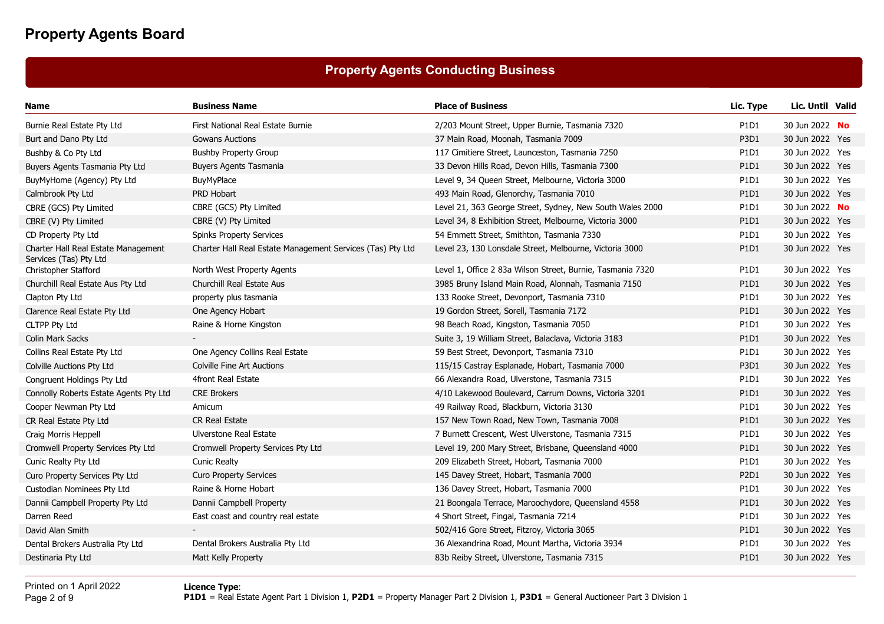# Property Agents Board

## Property Agents Conducting Business

| Name | Business Name | Place of Business | Lic. Type | Lic. Until | Valid |
|---|---|---|---|---|---|
| Burnie Real Estate Pty Ltd | First National Real Estate Burnie | 2/203 Mount Street, Upper Burnie, Tasmania 7320 | P1D1 | 30 Jun 2022 | No |
| Burt and Dano Pty Ltd | Gowans Auctions | 37 Main Road, Moonah, Tasmania 7009 | P3D1 | 30 Jun 2022 | Yes |
| Bushby & Co Pty Ltd | Bushby Property Group | 117 Cimitiere Street, Launceston, Tasmania 7250 | P1D1 | 30 Jun 2022 | Yes |
| Buyers Agents Tasmania Pty Ltd | Buyers Agents Tasmania | 33 Devon Hills Road, Devon Hills, Tasmania 7300 | P1D1 | 30 Jun 2022 | Yes |
| BuyMyHome (Agency) Pty Ltd | BuyMyPlace | Level 9, 34 Queen Street, Melbourne, Victoria 3000 | P1D1 | 30 Jun 2022 | Yes |
| Calmbrook Pty Ltd | PRD Hobart | 493 Main Road, Glenorchy, Tasmania 7010 | P1D1 | 30 Jun 2022 | Yes |
| CBRE (GCS) Pty Limited | CBRE (GCS) Pty Limited | Level 21, 363 George Street, Sydney, New South Wales 2000 | P1D1 | 30 Jun 2022 | No |
| CBRE (V) Pty Limited | CBRE (V) Pty Limited | Level 34, 8 Exhibition Street, Melbourne, Victoria 3000 | P1D1 | 30 Jun 2022 | Yes |
| CD Property Pty Ltd | Spinks Property Services | 54 Emmett Street, Smithton, Tasmania 7330 | P1D1 | 30 Jun 2022 | Yes |
| Charter Hall Real Estate Management Services (Tas) Pty Ltd | Charter Hall Real Estate Management Services (Tas) Pty Ltd | Level 23, 130 Lonsdale Street, Melbourne, Victoria 3000 | P1D1 | 30 Jun 2022 | Yes |
| Christopher Stafford | North West Property Agents | Level 1, Office 2 83a Wilson Street, Burnie, Tasmania 7320 | P1D1 | 30 Jun 2022 | Yes |
| Churchill Real Estate Aus Pty Ltd | Churchill Real Estate Aus | 3985 Bruny Island Main Road, Alonnah, Tasmania 7150 | P1D1 | 30 Jun 2022 | Yes |
| Clapton Pty Ltd | property plus tasmania | 133 Rooke Street, Devonport, Tasmania 7310 | P1D1 | 30 Jun 2022 | Yes |
| Clarence Real Estate Pty Ltd | One Agency Hobart | 19 Gordon Street, Sorell, Tasmania 7172 | P1D1 | 30 Jun 2022 | Yes |
| CLTPP Pty Ltd | Raine & Horne Kingston | 98 Beach Road, Kingston, Tasmania 7050 | P1D1 | 30 Jun 2022 | Yes |
| Colin Mark Sacks | - | Suite 3, 19 William Street, Balaclava, Victoria 3183 | P1D1 | 30 Jun 2022 | Yes |
| Collins Real Estate Pty Ltd | One Agency Collins Real Estate | 59 Best Street, Devonport, Tasmania 7310 | P1D1 | 30 Jun 2022 | Yes |
| Colville Auctions Pty Ltd | Colville Fine Art Auctions | 115/15 Castray Esplanade, Hobart, Tasmania 7000 | P3D1 | 30 Jun 2022 | Yes |
| Congruent Holdings Pty Ltd | 4front Real Estate | 66 Alexandra Road, Ulverstone, Tasmania 7315 | P1D1 | 30 Jun 2022 | Yes |
| Connolly Roberts Estate Agents Pty Ltd | CRE Brokers | 4/10 Lakewood Boulevard, Carrum Downs, Victoria 3201 | P1D1 | 30 Jun 2022 | Yes |
| Cooper Newman Pty Ltd | Amicum | 49 Railway Road, Blackburn, Victoria 3130 | P1D1 | 30 Jun 2022 | Yes |
| CR Real Estate Pty Ltd | CR Real Estate | 157 New Town Road, New Town, Tasmania 7008 | P1D1 | 30 Jun 2022 | Yes |
| Craig Morris Heppell | Ulverstone Real Estate | 7 Burnett Crescent, West Ulverstone, Tasmania 7315 | P1D1 | 30 Jun 2022 | Yes |
| Cromwell Property Services Pty Ltd | Cromwell Property Services Pty Ltd | Level 19, 200 Mary Street, Brisbane, Queensland 4000 | P1D1 | 30 Jun 2022 | Yes |
| Cunic Realty Pty Ltd | Cunic Realty | 209 Elizabeth Street, Hobart, Tasmania 7000 | P1D1 | 30 Jun 2022 | Yes |
| Curo Property Services Pty Ltd | Curo Property Services | 145 Davey Street, Hobart, Tasmania 7000 | P2D1 | 30 Jun 2022 | Yes |
| Custodian Nominees Pty Ltd | Raine & Horne Hobart | 136 Davey Street, Hobart, Tasmania 7000 | P1D1 | 30 Jun 2022 | Yes |
| Dannii Campbell Property Pty Ltd | Dannii Campbell Property | 21 Boongala Terrace, Maroochydore, Queensland 4558 | P1D1 | 30 Jun 2022 | Yes |
| Darren Reed | East coast and country real estate | 4 Short Street, Fingal, Tasmania 7214 | P1D1 | 30 Jun 2022 | Yes |
| David Alan Smith | - | 502/416 Gore Street, Fitzroy, Victoria 3065 | P1D1 | 30 Jun 2022 | Yes |
| Dental Brokers Australia Pty Ltd | Dental Brokers Australia Pty Ltd | 36 Alexandrina Road, Mount Martha, Victoria 3934 | P1D1 | 30 Jun 2022 | Yes |
| Destinaria Pty Ltd | Matt Kelly Property | 83b Reiby Street, Ulverstone, Tasmania 7315 | P1D1 | 30 Jun 2022 | Yes |

Printed on 1 April 2022

**Licence Type**:
**P1D1** = Real Estate Agent Part 1 Division 1, **P2D1** = Property Manager Part 2 Division 1, **P3D1** = General Auctioneer Part 3 Division 1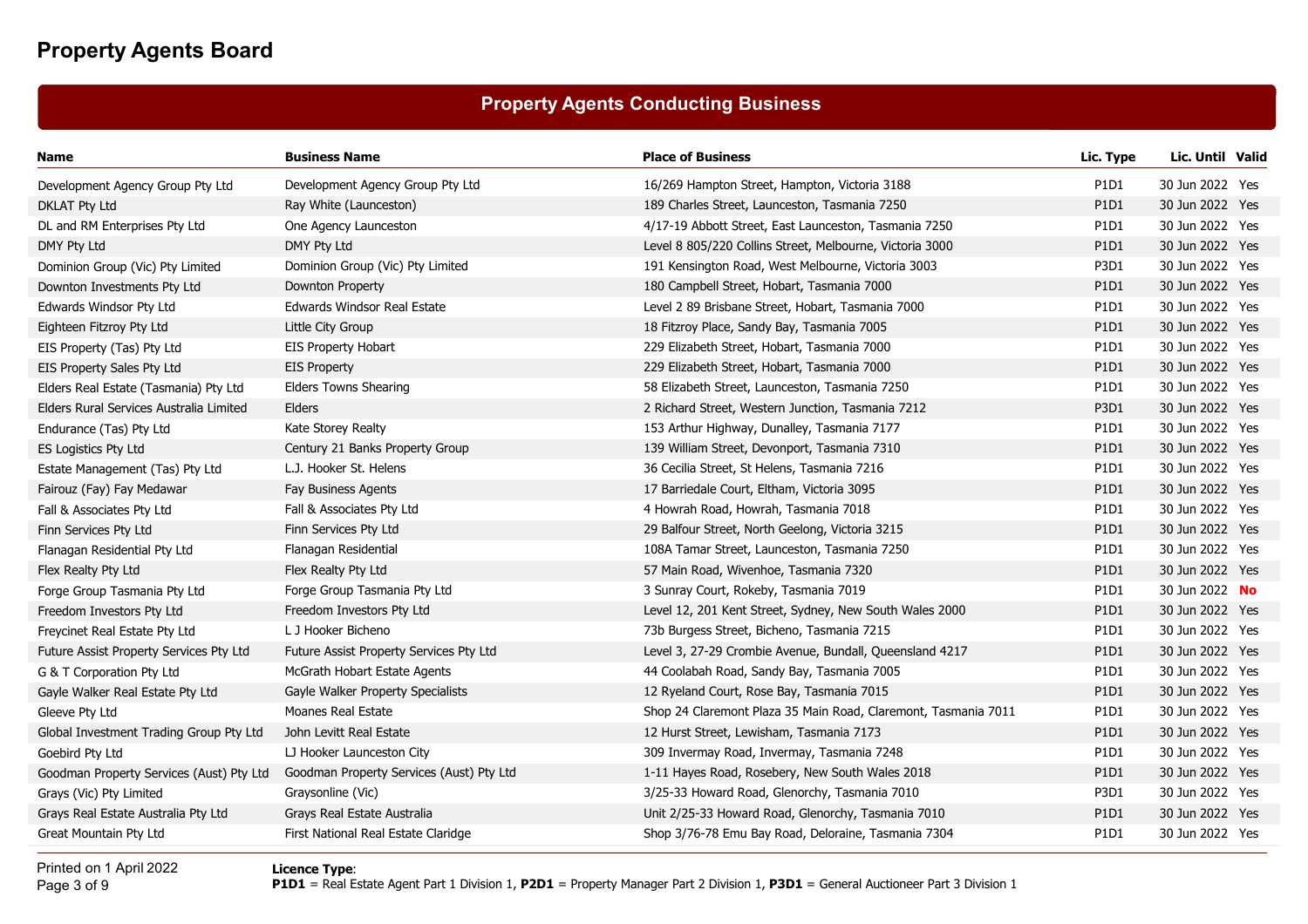# Property Agents Board

## Property Agents Conducting Business

| Name | Business Name | Place of Business | Lic. Type | Lic. Until | Valid |
|---|---|---|---|---|---|
| Development Agency Group Pty Ltd | Development Agency Group Pty Ltd | 16/269 Hampton Street, Hampton, Victoria 3188 | P1D1 | 30 Jun 2022 | Yes |
| DKLAT Pty Ltd | Ray White (Launceston) | 189 Charles Street, Launceston, Tasmania 7250 | P1D1 | 30 Jun 2022 | Yes |
| DL and RM Enterprises Pty Ltd | One Agency Launceston | 4/17-19 Abbott Street, East Launceston, Tasmania 7250 | P1D1 | 30 Jun 2022 | Yes |
| DMY Pty Ltd | DMY Pty Ltd | Level 8 805/220 Collins Street, Melbourne, Victoria 3000 | P1D1 | 30 Jun 2022 | Yes |
| Dominion Group (Vic) Pty Limited | Dominion Group (Vic) Pty Limited | 191 Kensington Road, West Melbourne, Victoria 3003 | P3D1 | 30 Jun 2022 | Yes |
| Downton Investments Pty Ltd | Downton Property | 180 Campbell Street, Hobart, Tasmania 7000 | P1D1 | 30 Jun 2022 | Yes |
| Edwards Windsor Pty Ltd | Edwards Windsor Real Estate | Level 2 89 Brisbane Street, Hobart, Tasmania 7000 | P1D1 | 30 Jun 2022 | Yes |
| Eighteen Fitzroy Pty Ltd | Little City Group | 18 Fitzroy Place, Sandy Bay, Tasmania 7005 | P1D1 | 30 Jun 2022 | Yes |
| EIS Property (Tas) Pty Ltd | EIS Property Hobart | 229 Elizabeth Street, Hobart, Tasmania 7000 | P1D1 | 30 Jun 2022 | Yes |
| EIS Property Sales Pty Ltd | EIS Property | 229 Elizabeth Street, Hobart, Tasmania 7000 | P1D1 | 30 Jun 2022 | Yes |
| Elders Real Estate (Tasmania) Pty Ltd | Elders Towns Shearing | 58 Elizabeth Street, Launceston, Tasmania 7250 | P1D1 | 30 Jun 2022 | Yes |
| Elders Rural Services Australia Limited | Elders | 2 Richard Street, Western Junction, Tasmania 7212 | P3D1 | 30 Jun 2022 | Yes |
| Endurance (Tas) Pty Ltd | Kate Storey Realty | 153 Arthur Highway, Dunalley, Tasmania 7177 | P1D1 | 30 Jun 2022 | Yes |
| ES Logistics Pty Ltd | Century 21 Banks Property Group | 139 William Street, Devonport, Tasmania 7310 | P1D1 | 30 Jun 2022 | Yes |
| Estate Management (Tas) Pty Ltd | L.J. Hooker St. Helens | 36 Cecilia Street, St Helens, Tasmania 7216 | P1D1 | 30 Jun 2022 | Yes |
| Fairouz (Fay) Fay Medawar | Fay Business Agents | 17 Barriedale Court, Eltham, Victoria 3095 | P1D1 | 30 Jun 2022 | Yes |
| Fall & Associates Pty Ltd | Fall & Associates Pty Ltd | 4 Howrah Road, Howrah, Tasmania 7018 | P1D1 | 30 Jun 2022 | Yes |
| Finn Services Pty Ltd | Finn Services Pty Ltd | 29 Balfour Street, North Geelong, Victoria 3215 | P1D1 | 30 Jun 2022 | Yes |
| Flanagan Residential Pty Ltd | Flanagan Residential | 108A Tamar Street, Launceston, Tasmania 7250 | P1D1 | 30 Jun 2022 | Yes |
| Flex Realty Pty Ltd | Flex Realty Pty Ltd | 57 Main Road, Wivenhoe, Tasmania 7320 | P1D1 | 30 Jun 2022 | Yes |
| Forge Group Tasmania Pty Ltd | Forge Group Tasmania Pty Ltd | 3 Sunray Court, Rokeby, Tasmania 7019 | P1D1 | 30 Jun 2022 | No |
| Freedom Investors Pty Ltd | Freedom Investors Pty Ltd | Level 12, 201 Kent Street, Sydney, New South Wales 2000 | P1D1 | 30 Jun 2022 | Yes |
| Freycinet Real Estate Pty Ltd | L J Hooker Bicheno | 73b Burgess Street, Bicheno, Tasmania 7215 | P1D1 | 30 Jun 2022 | Yes |
| Future Assist Property Services Pty Ltd | Future Assist Property Services Pty Ltd | Level 3, 27-29 Crombie Avenue, Bundall, Queensland 4217 | P1D1 | 30 Jun 2022 | Yes |
| G & T Corporation Pty Ltd | McGrath Hobart Estate Agents | 44 Coolabah Road, Sandy Bay, Tasmania 7005 | P1D1 | 30 Jun 2022 | Yes |
| Gayle Walker Real Estate Pty Ltd | Gayle Walker Property Specialists | 12 Ryeland Court, Rose Bay, Tasmania 7015 | P1D1 | 30 Jun 2022 | Yes |
| Gleeve Pty Ltd | Moanes Real Estate | Shop 24 Claremont Plaza 35 Main Road, Claremont, Tasmania 7011 | P1D1 | 30 Jun 2022 | Yes |
| Global Investment Trading Group Pty Ltd | John Levitt Real Estate | 12 Hurst Street, Lewisham, Tasmania 7173 | P1D1 | 30 Jun 2022 | Yes |
| Goebird Pty Ltd | LJ Hooker Launceston City | 309 Invermay Road, Invermay, Tasmania 7248 | P1D1 | 30 Jun 2022 | Yes |
| Goodman Property Services (Aust) Pty Ltd | Goodman Property Services (Aust) Pty Ltd | 1-11 Hayes Road, Rosebery, New South Wales 2018 | P1D1 | 30 Jun 2022 | Yes |
| Grays (Vic) Pty Limited | Graysonline (Vic) | 3/25-33 Howard Road, Glenorchy, Tasmania 7010 | P3D1 | 30 Jun 2022 | Yes |
| Grays Real Estate Australia Pty Ltd | Grays Real Estate Australia | Unit 2/25-33 Howard Road, Glenorchy, Tasmania 7010 | P1D1 | 30 Jun 2022 | Yes |
| Great Mountain Pty Ltd | First National Real Estate Claridge | Shop 3/76-78 Emu Bay Road, Deloraine, Tasmania 7304 | P1D1 | 30 Jun 2022 | Yes |

Printed on 1 April 2022

**Licence Type**:
**P1D1** = Real Estate Agent Part 1 Division 1, **P2D1** = Property Manager Part 2 Division 1, **P3D1** = General Auctioneer Part 3 Division 1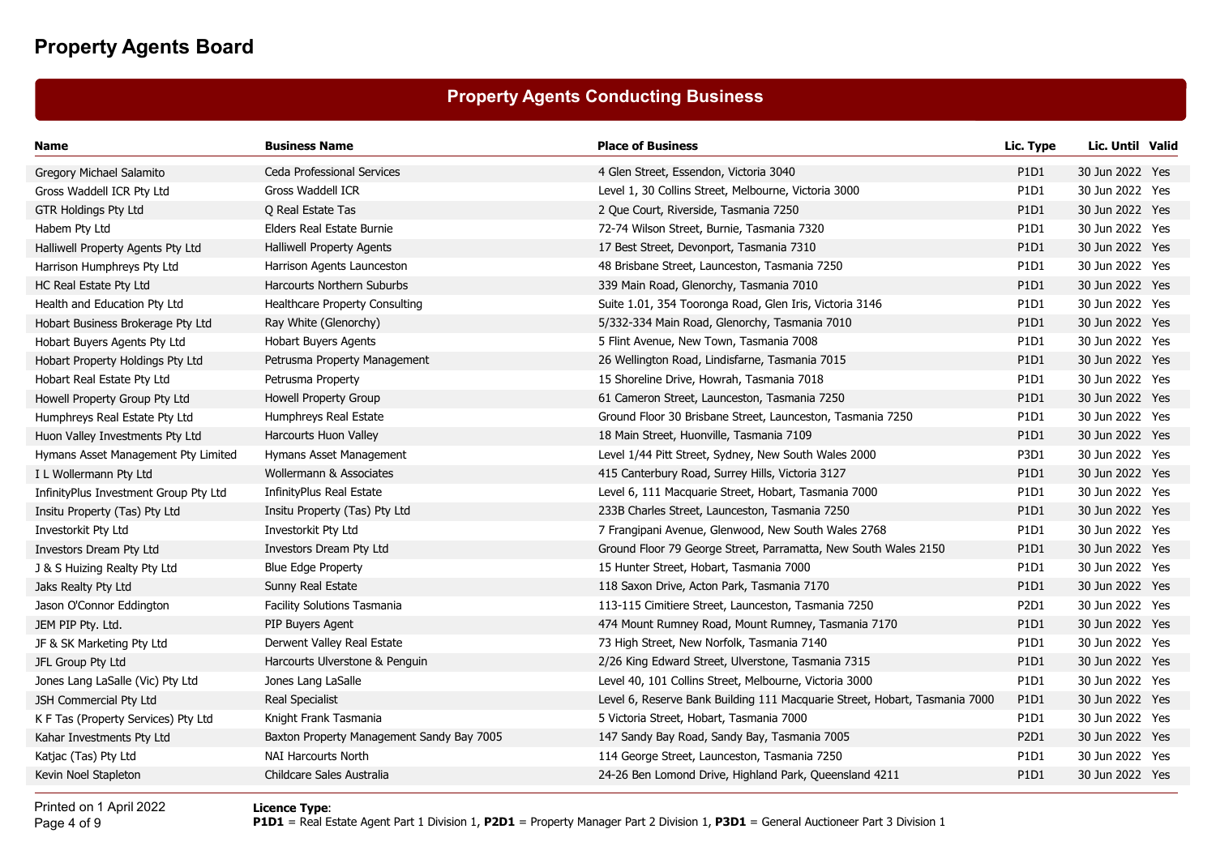# Property Agents Board

## Property Agents Conducting Business

| Name | Business Name | Place of Business | Lic. Type | Lic. Until | Valid |
|---|---|---|---|---|---|
| Gregory Michael Salamito | Ceda Professional Services | 4 Glen Street, Essendon, Victoria 3040 | P1D1 | 30 Jun 2022 | Yes |
| Gross Waddell ICR Pty Ltd | Gross Waddell ICR | Level 1, 30 Collins Street, Melbourne, Victoria 3000 | P1D1 | 30 Jun 2022 | Yes |
| GTR Holdings Pty Ltd | Q Real Estate Tas | 2 Que Court, Riverside, Tasmania 7250 | P1D1 | 30 Jun 2022 | Yes |
| Habem Pty Ltd | Elders Real Estate Burnie | 72-74 Wilson Street, Burnie, Tasmania 7320 | P1D1 | 30 Jun 2022 | Yes |
| Halliwell Property Agents Pty Ltd | Halliwell Property Agents | 17 Best Street, Devonport, Tasmania 7310 | P1D1 | 30 Jun 2022 | Yes |
| Harrison Humphreys Pty Ltd | Harrison Agents Launceston | 48 Brisbane Street, Launceston, Tasmania 7250 | P1D1 | 30 Jun 2022 | Yes |
| HC Real Estate Pty Ltd | Harcourts Northern Suburbs | 339 Main Road, Glenorchy, Tasmania 7010 | P1D1 | 30 Jun 2022 | Yes |
| Health and Education Pty Ltd | Healthcare Property Consulting | Suite 1.01, 354 Tooronga Road, Glen Iris, Victoria 3146 | P1D1 | 30 Jun 2022 | Yes |
| Hobart Business Brokerage Pty Ltd | Ray White (Glenorchy) | 5/332-334 Main Road, Glenorchy, Tasmania 7010 | P1D1 | 30 Jun 2022 | Yes |
| Hobart Buyers Agents Pty Ltd | Hobart Buyers Agents | 5 Flint Avenue, New Town, Tasmania 7008 | P1D1 | 30 Jun 2022 | Yes |
| Hobart Property Holdings Pty Ltd | Petrusma Property Management | 26 Wellington Road, Lindisfarne, Tasmania 7015 | P1D1 | 30 Jun 2022 | Yes |
| Hobart Real Estate Pty Ltd | Petrusma Property | 15 Shoreline Drive, Howrah, Tasmania 7018 | P1D1 | 30 Jun 2022 | Yes |
| Howell Property Group Pty Ltd | Howell Property Group | 61 Cameron Street, Launceston, Tasmania 7250 | P1D1 | 30 Jun 2022 | Yes |
| Humphreys Real Estate Pty Ltd | Humphreys Real Estate | Ground Floor 30 Brisbane Street, Launceston, Tasmania 7250 | P1D1 | 30 Jun 2022 | Yes |
| Huon Valley Investments Pty Ltd | Harcourts Huon Valley | 18 Main Street, Huonville, Tasmania 7109 | P1D1 | 30 Jun 2022 | Yes |
| Hymans Asset Management Pty Limited | Hymans Asset Management | Level 1/44 Pitt Street, Sydney, New South Wales 2000 | P3D1 | 30 Jun 2022 | Yes |
| I L Wollermann Pty Ltd | Wollermann & Associates | 415 Canterbury Road, Surrey Hills, Victoria 3127 | P1D1 | 30 Jun 2022 | Yes |
| InfinityPlus Investment Group Pty Ltd | InfinityPlus Real Estate | Level 6, 111 Macquarie Street, Hobart, Tasmania 7000 | P1D1 | 30 Jun 2022 | Yes |
| Insitu Property (Tas) Pty Ltd | Insitu Property (Tas) Pty Ltd | 233B Charles Street, Launceston, Tasmania 7250 | P1D1 | 30 Jun 2022 | Yes |
| Investorkit Pty Ltd | Investorkit Pty Ltd | 7 Frangipani Avenue, Glenwood, New South Wales 2768 | P1D1 | 30 Jun 2022 | Yes |
| Investors Dream Pty Ltd | Investors Dream Pty Ltd | Ground Floor 79 George Street, Parramatta, New South Wales 2150 | P1D1 | 30 Jun 2022 | Yes |
| J & S Huizing Realty Pty Ltd | Blue Edge Property | 15 Hunter Street, Hobart, Tasmania 7000 | P1D1 | 30 Jun 2022 | Yes |
| Jaks Realty Pty Ltd | Sunny Real Estate | 118 Saxon Drive, Acton Park, Tasmania 7170 | P1D1 | 30 Jun 2022 | Yes |
| Jason O'Connor Eddington | Facility Solutions Tasmania | 113-115 Cimitiere Street, Launceston, Tasmania 7250 | P2D1 | 30 Jun 2022 | Yes |
| JEM PIP Pty. Ltd. | PIP Buyers Agent | 474 Mount Rumney Road, Mount Rumney, Tasmania 7170 | P1D1 | 30 Jun 2022 | Yes |
| JF & SK Marketing Pty Ltd | Derwent Valley Real Estate | 73 High Street, New Norfolk, Tasmania 7140 | P1D1 | 30 Jun 2022 | Yes |
| JFL Group Pty Ltd | Harcourts Ulverstone & Penguin | 2/26 King Edward Street, Ulverstone, Tasmania 7315 | P1D1 | 30 Jun 2022 | Yes |
| Jones Lang LaSalle (Vic) Pty Ltd | Jones Lang LaSalle | Level 40, 101 Collins Street, Melbourne, Victoria 3000 | P1D1 | 30 Jun 2022 | Yes |
| JSH Commercial Pty Ltd | Real Specialist | Level 6, Reserve Bank Building 111 Macquarie Street, Hobart, Tasmania 7000 | P1D1 | 30 Jun 2022 | Yes |
| K F Tas (Property Services) Pty Ltd | Knight Frank Tasmania | 5 Victoria Street, Hobart, Tasmania 7000 | P1D1 | 30 Jun 2022 | Yes |
| Kahar Investments Pty Ltd | Baxton Property Management Sandy Bay 7005 | 147 Sandy Bay Road, Sandy Bay, Tasmania 7005 | P2D1 | 30 Jun 2022 | Yes |
| Katjac (Tas) Pty Ltd | NAI Harcourts North | 114 George Street, Launceston, Tasmania 7250 | P1D1 | 30 Jun 2022 | Yes |
| Kevin Noel Stapleton | Childcare Sales Australia | 24-26 Ben Lomond Drive, Highland Park, Queensland 4211 | P1D1 | 30 Jun 2022 | Yes |

Printed on 1 April 2022

**Licence Type**:
**P1D1** = Real Estate Agent Part 1 Division 1, **P2D1** = Property Manager Part 2 Division 1, **P3D1** = General Auctioneer Part 3 Division 1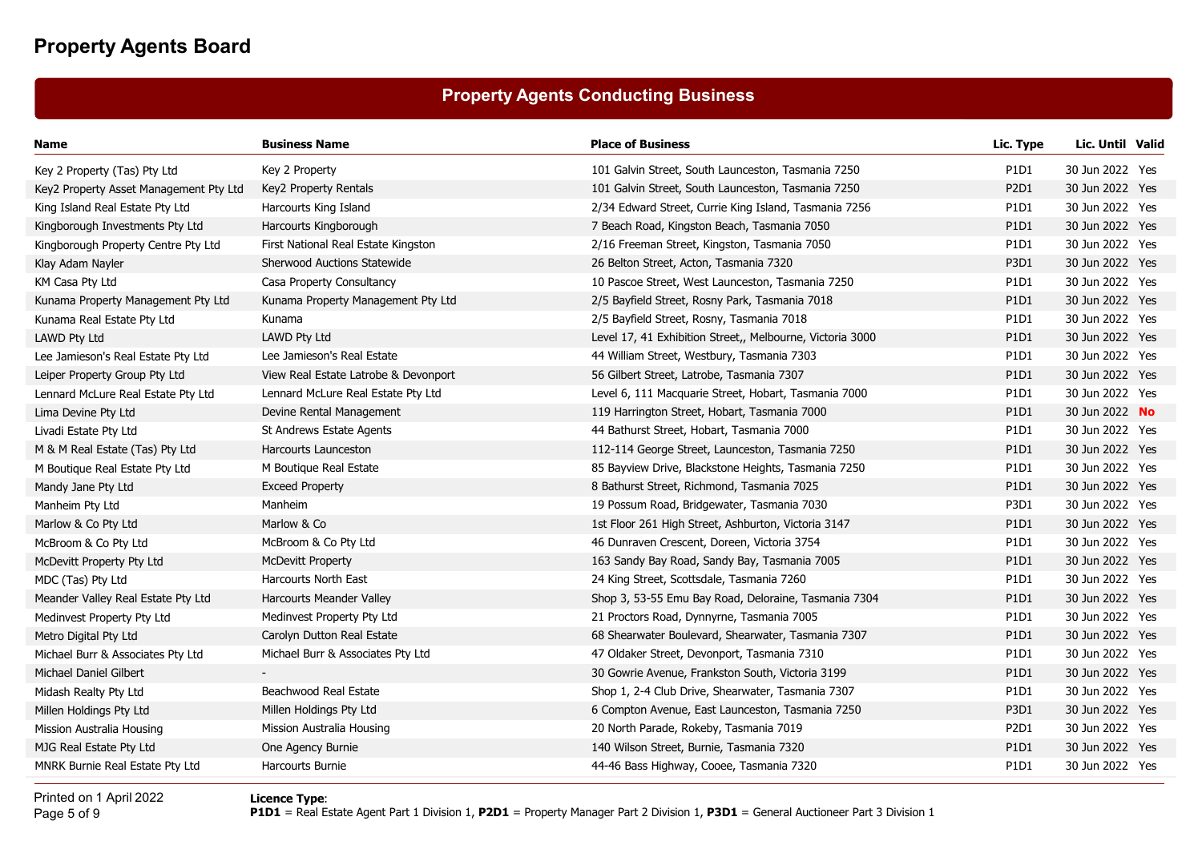# Property Agents Board

## Property Agents Conducting Business

| Name | Business Name | Place of Business | Lic. Type | Lic. Until | Valid |
|---|---|---|---|---|---|
| Key 2 Property (Tas) Pty Ltd | Key 2 Property | 101 Galvin Street, South Launceston, Tasmania 7250 | P1D1 | 30 Jun 2022 | Yes |
| Key2 Property Asset Management Pty Ltd | Key2 Property Rentals | 101 Galvin Street, South Launceston, Tasmania 7250 | P2D1 | 30 Jun 2022 | Yes |
| King Island Real Estate Pty Ltd | Harcourts King Island | 2/34 Edward Street, Currie King Island, Tasmania 7256 | P1D1 | 30 Jun 2022 | Yes |
| Kingborough Investments Pty Ltd | Harcourts Kingborough | 7 Beach Road, Kingston Beach, Tasmania 7050 | P1D1 | 30 Jun 2022 | Yes |
| Kingborough Property Centre Pty Ltd | First National Real Estate Kingston | 2/16 Freeman Street, Kingston, Tasmania 7050 | P1D1 | 30 Jun 2022 | Yes |
| Klay Adam Nayler | Sherwood Auctions Statewide | 26 Belton Street, Acton, Tasmania 7320 | P3D1 | 30 Jun 2022 | Yes |
| KM Casa Pty Ltd | Casa Property Consultancy | 10 Pascoe Street, West Launceston, Tasmania 7250 | P1D1 | 30 Jun 2022 | Yes |
| Kunama Property Management Pty Ltd | Kunama Property Management Pty Ltd | 2/5 Bayfield Street, Rosny Park, Tasmania 7018 | P1D1 | 30 Jun 2022 | Yes |
| Kunama Real Estate Pty Ltd | Kunama | 2/5 Bayfield Street, Rosny, Tasmania 7018 | P1D1 | 30 Jun 2022 | Yes |
| LAWD Pty Ltd | LAWD Pty Ltd | Level 17, 41 Exhibition Street,, Melbourne, Victoria 3000 | P1D1 | 30 Jun 2022 | Yes |
| Lee Jamieson's Real Estate Pty Ltd | Lee Jamieson's Real Estate | 44 William Street, Westbury, Tasmania 7303 | P1D1 | 30 Jun 2022 | Yes |
| Leiper Property Group Pty Ltd | View Real Estate Latrobe & Devonport | 56 Gilbert Street, Latrobe, Tasmania 7307 | P1D1 | 30 Jun 2022 | Yes |
| Lennard McLure Real Estate Pty Ltd | Lennard McLure Real Estate Pty Ltd | Level 6, 111 Macquarie Street, Hobart, Tasmania 7000 | P1D1 | 30 Jun 2022 | Yes |
| Lima Devine Pty Ltd | Devine Rental Management | 119 Harrington Street, Hobart, Tasmania 7000 | P1D1 | 30 Jun 2022 | **No** |
| Livadi Estate Pty Ltd | St Andrews Estate Agents | 44 Bathurst Street, Hobart, Tasmania 7000 | P1D1 | 30 Jun 2022 | Yes |
| M & M Real Estate (Tas) Pty Ltd | Harcourts Launceston | 112-114 George Street, Launceston, Tasmania 7250 | P1D1 | 30 Jun 2022 | Yes |
| M Boutique Real Estate Pty Ltd | M Boutique Real Estate | 85 Bayview Drive, Blackstone Heights, Tasmania 7250 | P1D1 | 30 Jun 2022 | Yes |
| Mandy Jane Pty Ltd | Exceed Property | 8 Bathurst Street, Richmond, Tasmania 7025 | P1D1 | 30 Jun 2022 | Yes |
| Manheim Pty Ltd | Manheim | 19 Possum Road, Bridgewater, Tasmania 7030 | P3D1 | 30 Jun 2022 | Yes |
| Marlow & Co Pty Ltd | Marlow & Co | 1st Floor 261 High Street, Ashburton, Victoria 3147 | P1D1 | 30 Jun 2022 | Yes |
| McBroom & Co Pty Ltd | McBroom & Co Pty Ltd | 46 Dunraven Crescent, Doreen, Victoria 3754 | P1D1 | 30 Jun 2022 | Yes |
| McDevitt Property Pty Ltd | McDevitt Property | 163 Sandy Bay Road, Sandy Bay, Tasmania 7005 | P1D1 | 30 Jun 2022 | Yes |
| MDC (Tas) Pty Ltd | Harcourts North East | 24 King Street, Scottsdale, Tasmania 7260 | P1D1 | 30 Jun 2022 | Yes |
| Meander Valley Real Estate Pty Ltd | Harcourts Meander Valley | Shop 3, 53-55 Emu Bay Road, Deloraine, Tasmania 7304 | P1D1 | 30 Jun 2022 | Yes |
| Medinvest Property Pty Ltd | Medinvest Property Pty Ltd | 21 Proctors Road, Dynnyrne, Tasmania 7005 | P1D1 | 30 Jun 2022 | Yes |
| Metro Digital Pty Ltd | Carolyn Dutton Real Estate | 68 Shearwater Boulevard, Shearwater, Tasmania 7307 | P1D1 | 30 Jun 2022 | Yes |
| Michael Burr & Associates Pty Ltd | Michael Burr & Associates Pty Ltd | 47 Oldaker Street, Devonport, Tasmania 7310 | P1D1 | 30 Jun 2022 | Yes |
| Michael Daniel Gilbert | - | 30 Gowrie Avenue, Frankston South, Victoria 3199 | P1D1 | 30 Jun 2022 | Yes |
| Midash Realty Pty Ltd | Beachwood Real Estate | Shop 1, 2-4 Club Drive, Shearwater, Tasmania 7307 | P1D1 | 30 Jun 2022 | Yes |
| Millen Holdings Pty Ltd | Millen Holdings Pty Ltd | 6 Compton Avenue, East Launceston, Tasmania 7250 | P3D1 | 30 Jun 2022 | Yes |
| Mission Australia Housing | Mission Australia Housing | 20 North Parade, Rokeby, Tasmania 7019 | P2D1 | 30 Jun 2022 | Yes |
| MJG Real Estate Pty Ltd | One Agency Burnie | 140 Wilson Street, Burnie, Tasmania 7320 | P1D1 | 30 Jun 2022 | Yes |
| MNRK Burnie Real Estate Pty Ltd | Harcourts Burnie | 44-46 Bass Highway, Cooee, Tasmania 7320 | P1D1 | 30 Jun 2022 | Yes |

Printed on 1 April 2022

**Licence Type**:
**P1D1** = Real Estate Agent Part 1 Division 1, **P2D1** = Property Manager Part 2 Division 1, **P3D1** = General Auctioneer Part 3 Division 1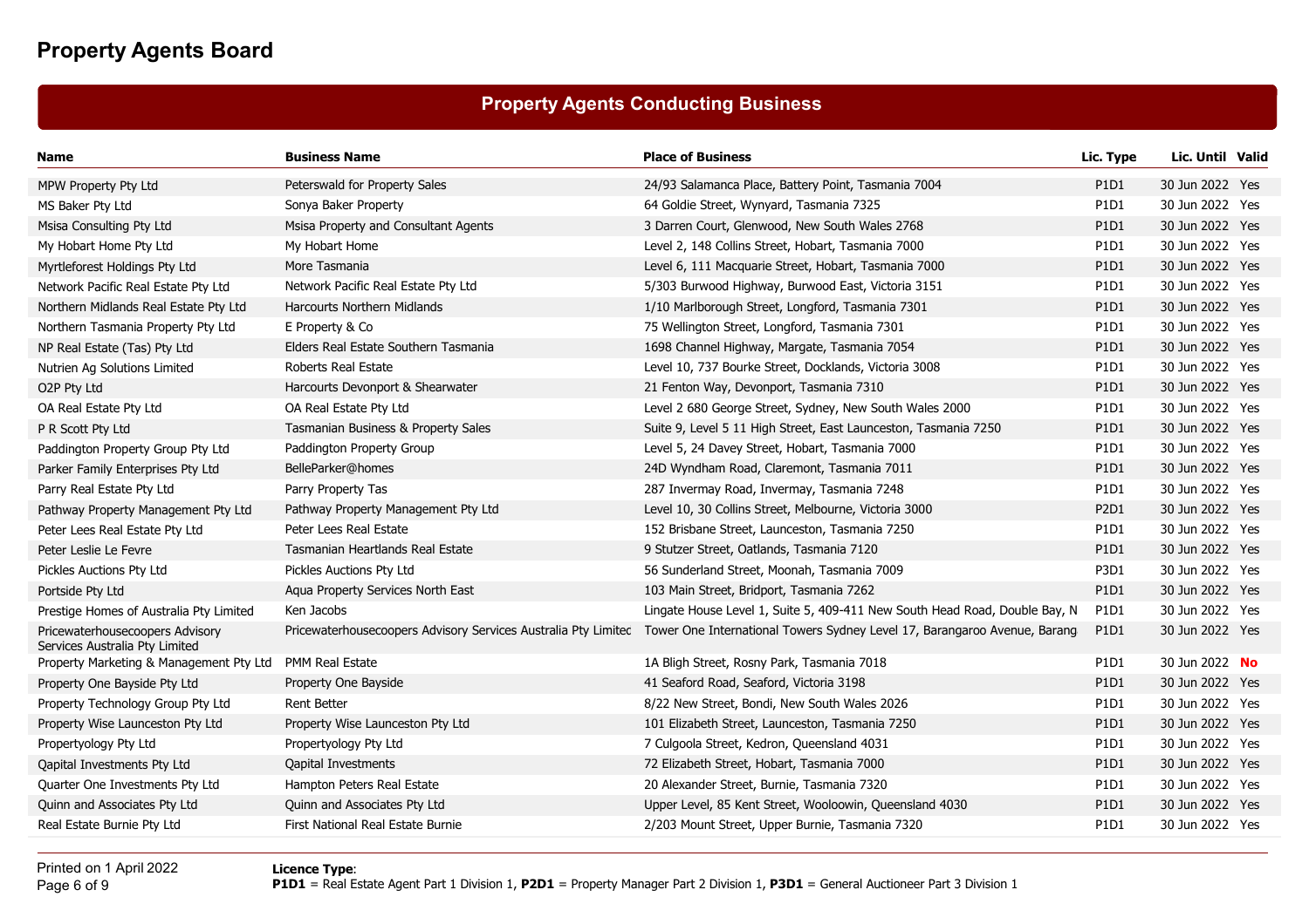# Property Agents Board

## Property Agents Conducting Business

| Name | Business Name | Place of Business | Lic. Type | Lic. Until | Valid |
|---|---|---|---|---|---|
| MPW Property Pty Ltd | Peterswald for Property Sales | 24/93 Salamanca Place, Battery Point, Tasmania 7004 | P1D1 | 30 Jun 2022 | Yes |
| MS Baker Pty Ltd | Sonya Baker Property | 64 Goldie Street, Wynyard, Tasmania 7325 | P1D1 | 30 Jun 2022 | Yes |
| Msisa Consulting Pty Ltd | Msisa Property and Consultant Agents | 3 Darren Court, Glenwood, New South Wales 2768 | P1D1 | 30 Jun 2022 | Yes |
| My Hobart Home Pty Ltd | My Hobart Home | Level 2, 148 Collins Street, Hobart, Tasmania 7000 | P1D1 | 30 Jun 2022 | Yes |
| Myrtleforest Holdings Pty Ltd | More Tasmania | Level 6, 111 Macquarie Street, Hobart, Tasmania 7000 | P1D1 | 30 Jun 2022 | Yes |
| Network Pacific Real Estate Pty Ltd | Network Pacific Real Estate Pty Ltd | 5/303 Burwood Highway, Burwood East, Victoria 3151 | P1D1 | 30 Jun 2022 | Yes |
| Northern Midlands Real Estate Pty Ltd | Harcourts Northern Midlands | 1/10 Marlborough Street, Longford, Tasmania 7301 | P1D1 | 30 Jun 2022 | Yes |
| Northern Tasmania Property Pty Ltd | E Property & Co | 75 Wellington Street, Longford, Tasmania 7301 | P1D1 | 30 Jun 2022 | Yes |
| NP Real Estate (Tas) Pty Ltd | Elders Real Estate Southern Tasmania | 1698 Channel Highway, Margate, Tasmania 7054 | P1D1 | 30 Jun 2022 | Yes |
| Nutrien Ag Solutions Limited | Roberts Real Estate | Level 10, 737 Bourke Street, Docklands, Victoria 3008 | P1D1 | 30 Jun 2022 | Yes |
| O2P Pty Ltd | Harcourts Devonport & Shearwater | 21 Fenton Way, Devonport, Tasmania 7310 | P1D1 | 30 Jun 2022 | Yes |
| OA Real Estate Pty Ltd | OA Real Estate Pty Ltd | Level 2 680 George Street, Sydney, New South Wales 2000 | P1D1 | 30 Jun 2022 | Yes |
| P R Scott Pty Ltd | Tasmanian Business & Property Sales | Suite 9, Level 5 11 High Street, East Launceston, Tasmania 7250 | P1D1 | 30 Jun 2022 | Yes |
| Paddington Property Group Pty Ltd | Paddington Property Group | Level 5, 24 Davey Street, Hobart, Tasmania 7000 | P1D1 | 30 Jun 2022 | Yes |
| Parker Family Enterprises Pty Ltd | BelleParker@homes | 24D Wyndham Road, Claremont, Tasmania 7011 | P1D1 | 30 Jun 2022 | Yes |
| Parry Real Estate Pty Ltd | Parry Property Tas | 287 Invermay Road, Invermay, Tasmania 7248 | P1D1 | 30 Jun 2022 | Yes |
| Pathway Property Management Pty Ltd | Pathway Property Management Pty Ltd | Level 10, 30 Collins Street, Melbourne, Victoria 3000 | P2D1 | 30 Jun 2022 | Yes |
| Peter Lees Real Estate Pty Ltd | Peter Lees Real Estate | 152 Brisbane Street, Launceston, Tasmania 7250 | P1D1 | 30 Jun 2022 | Yes |
| Peter Leslie Le Fevre | Tasmanian Heartlands Real Estate | 9 Stutzer Street, Oatlands, Tasmania 7120 | P1D1 | 30 Jun 2022 | Yes |
| Pickles Auctions Pty Ltd | Pickles Auctions Pty Ltd | 56 Sunderland Street, Moonah, Tasmania 7009 | P3D1 | 30 Jun 2022 | Yes |
| Portside Pty Ltd | Aqua Property Services North East | 103 Main Street, Bridport, Tasmania 7262 | P1D1 | 30 Jun 2022 | Yes |
| Prestige Homes of Australia Pty Limited | Ken Jacobs | Lingate House Level 1, Suite 5, 409-411 New South Head Road, Double Bay, N | P1D1 | 30 Jun 2022 | Yes |
| Pricewaterhousecoopers Advisory Services Australia Pty Limited | Pricewaterhousecoopers Advisory Services Australia Pty Limitec | Tower One International Towers Sydney Level 17, Barangaroo Avenue, Barang | P1D1 | 30 Jun 2022 | Yes |
| Property Marketing & Management Pty Ltd | PMM Real Estate | 1A Bligh Street, Rosny Park, Tasmania 7018 | P1D1 | 30 Jun 2022 | **No** |
| Property One Bayside Pty Ltd | Property One Bayside | 41 Seaford Road, Seaford, Victoria 3198 | P1D1 | 30 Jun 2022 | Yes |
| Property Technology Group Pty Ltd | Rent Better | 8/22 New Street, Bondi, New South Wales 2026 | P1D1 | 30 Jun 2022 | Yes |
| Property Wise Launceston Pty Ltd | Property Wise Launceston Pty Ltd | 101 Elizabeth Street, Launceston, Tasmania 7250 | P1D1 | 30 Jun 2022 | Yes |
| Propertyology Pty Ltd | Propertyology Pty Ltd | 7 Culgoola Street, Kedron, Queensland 4031 | P1D1 | 30 Jun 2022 | Yes |
| Qapital Investments Pty Ltd | Qapital Investments | 72 Elizabeth Street, Hobart, Tasmania 7000 | P1D1 | 30 Jun 2022 | Yes |
| Quarter One Investments Pty Ltd | Hampton Peters Real Estate | 20 Alexander Street, Burnie, Tasmania 7320 | P1D1 | 30 Jun 2022 | Yes |
| Quinn and Associates Pty Ltd | Quinn and Associates Pty Ltd | Upper Level, 85 Kent Street, Wooloowin, Queensland 4030 | P1D1 | 30 Jun 2022 | Yes |
| Real Estate Burnie Pty Ltd | First National Real Estate Burnie | 2/203 Mount Street, Upper Burnie, Tasmania 7320 | P1D1 | 30 Jun 2022 | Yes |

Printed on 1 April 2022

**Licence Type**:
**P1D1** = Real Estate Agent Part 1 Division 1, **P2D1** = Property Manager Part 2 Division 1, **P3D1** = General Auctioneer Part 3 Division 1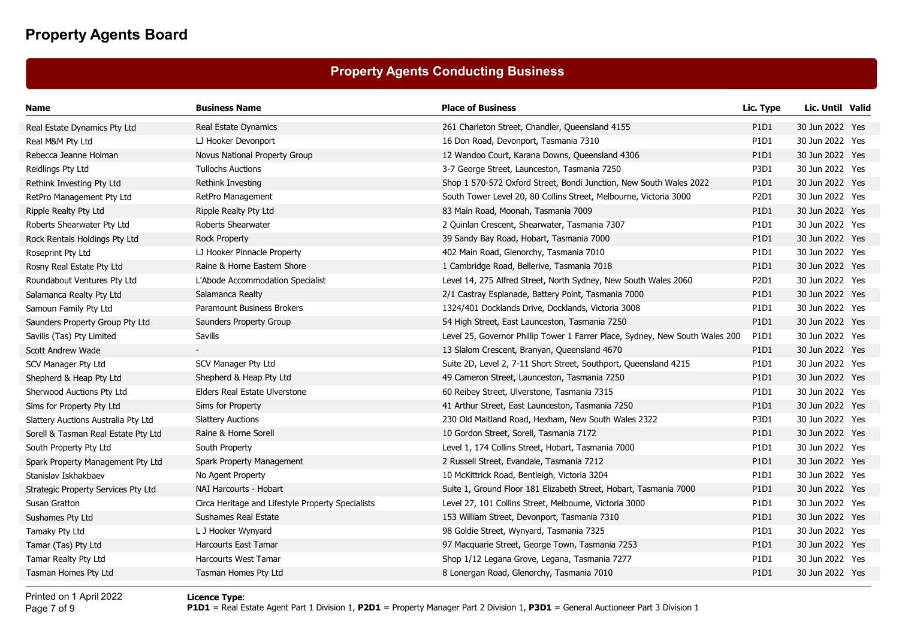# Property Agents Board

## Property Agents Conducting Business

| Name | Business Name | Place of Business | Lic. Type | Lic. Until | Valid |
|---|---|---|---|---|---|
| Real Estate Dynamics Pty Ltd | Real Estate Dynamics | 261 Charleton Street, Chandler, Queensland 4155 | P1D1 | 30 Jun 2022 | Yes |
| Real M&M Pty Ltd | LJ Hooker Devonport | 16 Don Road, Devonport, Tasmania 7310 | P1D1 | 30 Jun 2022 | Yes |
| Rebecca Jeanne Holman | Novus National Property Group | 12 Wandoo Court, Karana Downs, Queensland 4306 | P1D1 | 30 Jun 2022 | Yes |
| Reidlings Pty Ltd | Tullochs Auctions | 3-7 George Street, Launceston, Tasmania 7250 | P3D1 | 30 Jun 2022 | Yes |
| Rethink Investing Pty Ltd | Rethink Investing | Shop 1 570-572 Oxford Street, Bondi Junction, New South Wales 2022 | P1D1 | 30 Jun 2022 | Yes |
| RetPro Management Pty Ltd | RetPro Management | South Tower Level 20, 80 Collins Street, Melbourne, Victoria 3000 | P2D1 | 30 Jun 2022 | Yes |
| Ripple Realty Pty Ltd | Ripple Realty Pty Ltd | 83 Main Road, Moonah, Tasmania 7009 | P1D1 | 30 Jun 2022 | Yes |
| Roberts Shearwater Pty Ltd | Roberts Shearwater | 2 Quinlan Crescent, Shearwater, Tasmania 7307 | P1D1 | 30 Jun 2022 | Yes |
| Rock Rentals Holdings Pty Ltd | Rock Property | 39 Sandy Bay Road, Hobart, Tasmania 7000 | P1D1 | 30 Jun 2022 | Yes |
| Roseprint Pty Ltd | LJ Hooker Pinnacle Property | 402 Main Road, Glenorchy, Tasmania 7010 | P1D1 | 30 Jun 2022 | Yes |
| Rosny Real Estate Pty Ltd | Raine & Horne Eastern Shore | 1 Cambridge Road, Bellerive, Tasmania 7018 | P1D1 | 30 Jun 2022 | Yes |
| Roundabout Ventures Pty Ltd | L'Abode Accommodation Specialist | Level 14, 275 Alfred Street, North Sydney, New South Wales 2060 | P2D1 | 30 Jun 2022 | Yes |
| Salamanca Realty Pty Ltd | Salamanca Realty | 2/1 Castray Esplanade, Battery Point, Tasmania 7000 | P1D1 | 30 Jun 2022 | Yes |
| Samoun Family Pty Ltd | Paramount Business Brokers | 1324/401 Docklands Drive, Docklands, Victoria 3008 | P1D1 | 30 Jun 2022 | Yes |
| Saunders Property Group Pty Ltd | Saunders Property Group | 54 High Street, East Launceston, Tasmania 7250 | P1D1 | 30 Jun 2022 | Yes |
| Savills (Tas) Pty Limited | Savills | Level 25, Governor Phillip Tower 1 Farrer Place, Sydney, New South Wales 200 | P1D1 | 30 Jun 2022 | Yes |
| Scott Andrew Wade | - | 13 Slalom Crescent, Branyan, Queensland 4670 | P1D1 | 30 Jun 2022 | Yes |
| SCV Manager Pty Ltd | SCV Manager Pty Ltd | Suite 2D, Level 2, 7-11 Short Street, Southport, Queensland 4215 | P1D1 | 30 Jun 2022 | Yes |
| Shepherd & Heap Pty Ltd | Shepherd & Heap Pty Ltd | 49 Cameron Street, Launceston, Tasmania 7250 | P1D1 | 30 Jun 2022 | Yes |
| Sherwood Auctions Pty Ltd | Elders Real Estate Ulverstone | 60 Reibey Street, Ulverstone, Tasmania 7315 | P1D1 | 30 Jun 2022 | Yes |
| Sims for Property Pty Ltd | Sims for Property | 41 Arthur Street, East Launceston, Tasmania 7250 | P1D1 | 30 Jun 2022 | Yes |
| Slattery Auctions Australia Pty Ltd | Slattery Auctions | 230 Old Maitland Road, Hexham, New South Wales 2322 | P3D1 | 30 Jun 2022 | Yes |
| Sorell & Tasman Real Estate Pty Ltd | Raine & Horne Sorell | 10 Gordon Street, Sorell, Tasmania 7172 | P1D1 | 30 Jun 2022 | Yes |
| South Property Pty Ltd | South Property | Level 1, 174 Collins Street, Hobart, Tasmania 7000 | P1D1 | 30 Jun 2022 | Yes |
| Spark Property Management Pty Ltd | Spark Property Management | 2 Russell Street, Evandale, Tasmania 7212 | P1D1 | 30 Jun 2022 | Yes |
| Stanislav Iskhakbaev | No Agent Property | 10 McKittrick Road, Bentleigh, Victoria 3204 | P1D1 | 30 Jun 2022 | Yes |
| Strategic Property Services Pty Ltd | NAI Harcourts - Hobart | Suite 1, Ground Floor 181 Elizabeth Street, Hobart, Tasmania 7000 | P1D1 | 30 Jun 2022 | Yes |
| Susan Gratton | Circa Heritage and Lifestyle Property Specialists | Level 27, 101 Collins Street, Melbourne, Victoria 3000 | P1D1 | 30 Jun 2022 | Yes |
| Sushames Pty Ltd | Sushames Real Estate | 153 William Street, Devonport, Tasmania 7310 | P1D1 | 30 Jun 2022 | Yes |
| Tamaky Pty Ltd | L J Hooker Wynyard | 98 Goldie Street, Wynyard, Tasmania 7325 | P1D1 | 30 Jun 2022 | Yes |
| Tamar (Tas) Pty Ltd | Harcourts East Tamar | 97 Macquarie Street, George Town, Tasmania 7253 | P1D1 | 30 Jun 2022 | Yes |
| Tamar Realty Pty Ltd | Harcourts West Tamar | Shop 1/12 Legana Grove, Legana, Tasmania 7277 | P1D1 | 30 Jun 2022 | Yes |
| Tasman Homes Pty Ltd | Tasman Homes Pty Ltd | 8 Lonergan Road, Glenorchy, Tasmania 7010 | P1D1 | 30 Jun 2022 | Yes |

Printed on 1 April 2022

**Licence Type**:
**P1D1** = Real Estate Agent Part 1 Division 1, **P2D1** = Property Manager Part 2 Division 1, **P3D1** = General Auctioneer Part 3 Division 1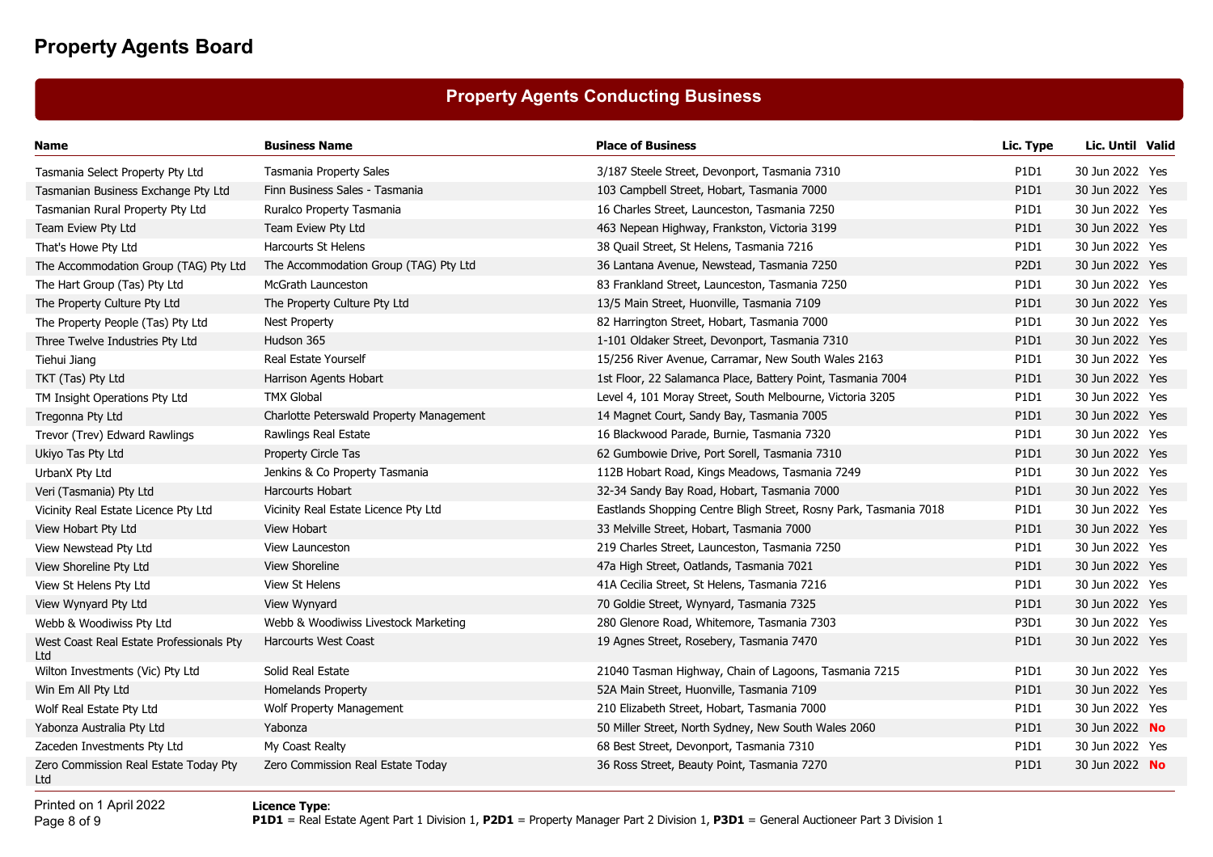# Property Agents Board

## Property Agents Conducting Business

| Name | Business Name | Place of Business | Lic. Type | Lic. Until | Valid |
|---|---|---|---|---|---|
| Tasmania Select Property Pty Ltd | Tasmania Property Sales | 3/187 Steele Street, Devonport, Tasmania 7310 | P1D1 | 30 Jun 2022 | Yes |
| Tasmanian Business Exchange Pty Ltd | Finn Business Sales - Tasmania | 103 Campbell Street, Hobart, Tasmania 7000 | P1D1 | 30 Jun 2022 | Yes |
| Tasmanian Rural Property Pty Ltd | Ruralco Property Tasmania | 16 Charles Street, Launceston, Tasmania 7250 | P1D1 | 30 Jun 2022 | Yes |
| Team Eview Pty Ltd | Team Eview Pty Ltd | 463 Nepean Highway, Frankston, Victoria 3199 | P1D1 | 30 Jun 2022 | Yes |
| That's Howe Pty Ltd | Harcourts St Helens | 38 Quail Street, St Helens, Tasmania 7216 | P1D1 | 30 Jun 2022 | Yes |
| The Accommodation Group (TAG) Pty Ltd | The Accommodation Group (TAG) Pty Ltd | 36 Lantana Avenue, Newstead, Tasmania 7250 | P2D1 | 30 Jun 2022 | Yes |
| The Hart Group (Tas) Pty Ltd | McGrath Launceston | 83 Frankland Street, Launceston, Tasmania 7250 | P1D1 | 30 Jun 2022 | Yes |
| The Property Culture Pty Ltd | The Property Culture Pty Ltd | 13/5 Main Street, Huonville, Tasmania 7109 | P1D1 | 30 Jun 2022 | Yes |
| The Property People (Tas) Pty Ltd | Nest Property | 82 Harrington Street, Hobart, Tasmania 7000 | P1D1 | 30 Jun 2022 | Yes |
| Three Twelve Industries Pty Ltd | Hudson 365 | 1-101 Oldaker Street, Devonport, Tasmania 7310 | P1D1 | 30 Jun 2022 | Yes |
| Tiehui Jiang | Real Estate Yourself | 15/256 River Avenue, Carramar, New South Wales 2163 | P1D1 | 30 Jun 2022 | Yes |
| TKT (Tas) Pty Ltd | Harrison Agents Hobart | 1st Floor, 22 Salamanca Place, Battery Point, Tasmania 7004 | P1D1 | 30 Jun 2022 | Yes |
| TM Insight Operations Pty Ltd | TMX Global | Level 4, 101 Moray Street, South Melbourne, Victoria 3205 | P1D1 | 30 Jun 2022 | Yes |
| Tregonna Pty Ltd | Charlotte Peterswald Property Management | 14 Magnet Court, Sandy Bay, Tasmania 7005 | P1D1 | 30 Jun 2022 | Yes |
| Trevor (Trev) Edward Rawlings | Rawlings Real Estate | 16 Blackwood Parade, Burnie, Tasmania 7320 | P1D1 | 30 Jun 2022 | Yes |
| Ukiyo Tas Pty Ltd | Property Circle Tas | 62 Gumbowie Drive, Port Sorell, Tasmania 7310 | P1D1 | 30 Jun 2022 | Yes |
| UrbanX Pty Ltd | Jenkins & Co Property Tasmania | 112B Hobart Road, Kings Meadows, Tasmania 7249 | P1D1 | 30 Jun 2022 | Yes |
| Veri (Tasmania) Pty Ltd | Harcourts Hobart | 32-34 Sandy Bay Road, Hobart, Tasmania 7000 | P1D1 | 30 Jun 2022 | Yes |
| Vicinity Real Estate Licence Pty Ltd | Vicinity Real Estate Licence Pty Ltd | Eastlands Shopping Centre Bligh Street, Rosny Park, Tasmania 7018 | P1D1 | 30 Jun 2022 | Yes |
| View Hobart Pty Ltd | View Hobart | 33 Melville Street, Hobart, Tasmania 7000 | P1D1 | 30 Jun 2022 | Yes |
| View Newstead Pty Ltd | View Launceston | 219 Charles Street, Launceston, Tasmania 7250 | P1D1 | 30 Jun 2022 | Yes |
| View Shoreline Pty Ltd | View Shoreline | 47a High Street, Oatlands, Tasmania 7021 | P1D1 | 30 Jun 2022 | Yes |
| View St Helens Pty Ltd | View St Helens | 41A Cecilia Street, St Helens, Tasmania 7216 | P1D1 | 30 Jun 2022 | Yes |
| View Wynyard Pty Ltd | View Wynyard | 70 Goldie Street, Wynyard, Tasmania 7325 | P1D1 | 30 Jun 2022 | Yes |
| Webb & Woodiwiss Pty Ltd | Webb & Woodiwiss Livestock Marketing | 280 Glenore Road, Whitemore, Tasmania 7303 | P3D1 | 30 Jun 2022 | Yes |
| West Coast Real Estate Professionals Pty Ltd | Harcourts West Coast | 19 Agnes Street, Rosebery, Tasmania 7470 | P1D1 | 30 Jun 2022 | Yes |
| Wilton Investments (Vic) Pty Ltd | Solid Real Estate | 21040 Tasman Highway, Chain of Lagoons, Tasmania 7215 | P1D1 | 30 Jun 2022 | Yes |
| Win Em All Pty Ltd | Homelands Property | 52A Main Street, Huonville, Tasmania 7109 | P1D1 | 30 Jun 2022 | Yes |
| Wolf Real Estate Pty Ltd | Wolf Property Management | 210 Elizabeth Street, Hobart, Tasmania 7000 | P1D1 | 30 Jun 2022 | Yes |
| Yabonza Australia Pty Ltd | Yabonza | 50 Miller Street, North Sydney, New South Wales 2060 | P1D1 | 30 Jun 2022 | **No** |
| Zaceden Investments Pty Ltd | My Coast Realty | 68 Best Street, Devonport, Tasmania 7310 | P1D1 | 30 Jun 2022 | Yes |
| Zero Commission Real Estate Today Pty Ltd | Zero Commission Real Estate Today | 36 Ross Street, Beauty Point, Tasmania 7270 | P1D1 | 30 Jun 2022 | **No** |

Printed on 1 April 2022

**Licence Type**:
**P1D1** = Real Estate Agent Part 1 Division 1, **P2D1** = Property Manager Part 2 Division 1, **P3D1** = General Auctioneer Part 3 Division 1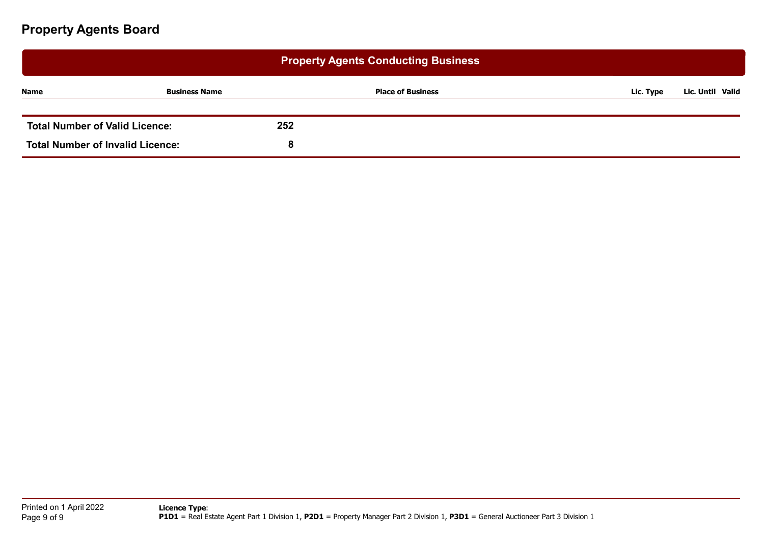# Property Agents Board

## Property Agents Conducting Business

| Name | Business Name | Place of Business | Lic. Type | Lic. Until | Valid |
|---|---|---|---|---|---|

| | |
|---|---|
| **Total Number of Valid Licence:** | **252** |
| **Total Number of Invalid Licence:** | **8** |

Printed on 1 April 2022

**Licence Type**:
**P1D1** = Real Estate Agent Part 1 Division 1, **P2D1** = Property Manager Part 2 Division 1, **P3D1** = General Auctioneer Part 3 Division 1